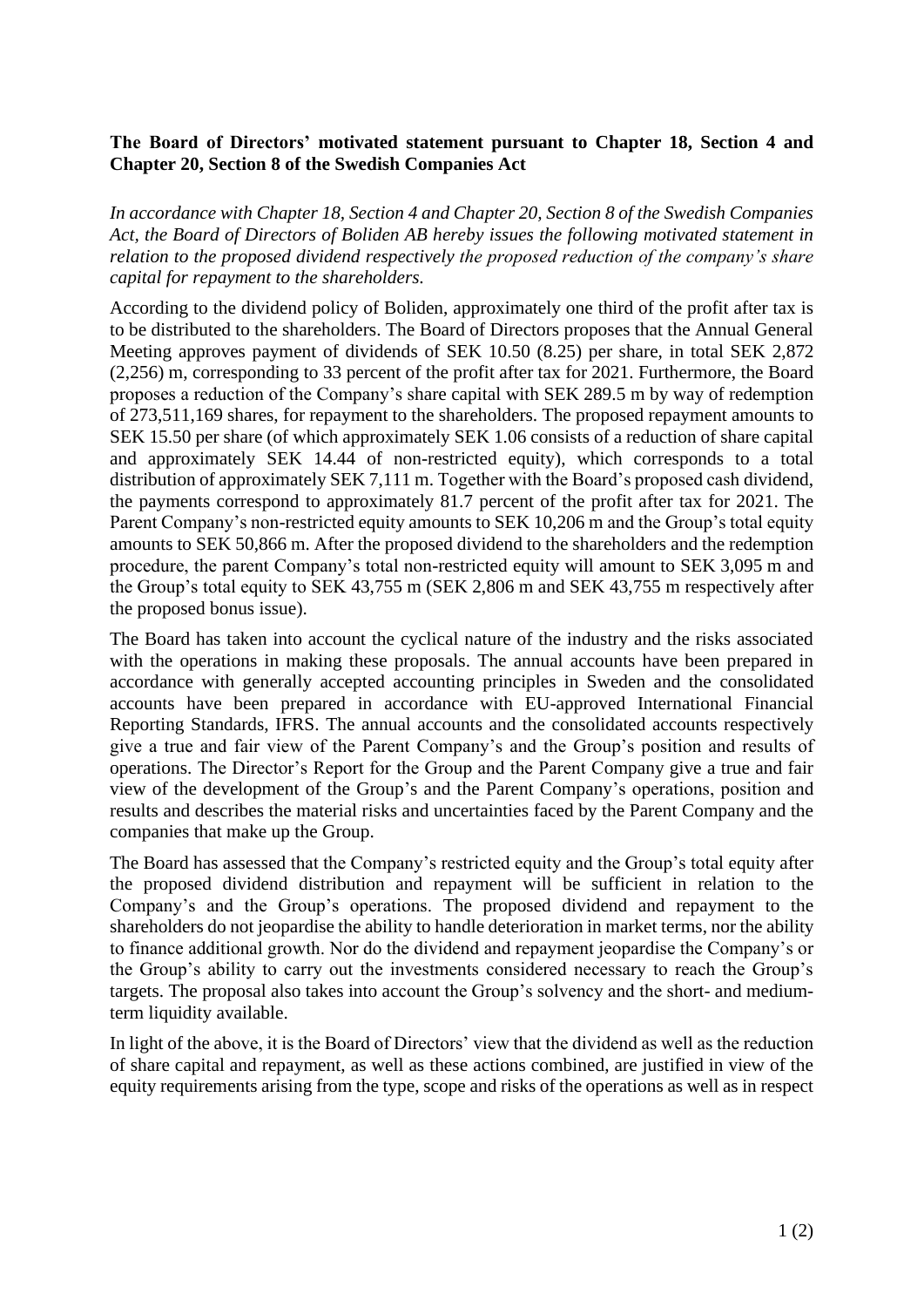**The Board of Directors' motivated statement pursuant to Chapter 18, Section 4 and Chapter 20, Section 8 of the Swedish Companies Act**

*In accordance with Chapter 18, Section 4 and Chapter 20, Section 8 of the Swedish Companies Act, the Board of Directors of Boliden AB hereby issues the following motivated statement in relation to the proposed dividend respectively the proposed reduction of the company's share capital for repayment to the shareholders.*

According to the dividend policy of Boliden, approximately one third of the profit after tax is to be distributed to the shareholders. The Board of Directors proposes that the Annual General Meeting approves payment of dividends of SEK 10.50 (8.25) per share, in total SEK 2,872 (2,256) m, corresponding to 33 percent of the profit after tax for 2021. Furthermore, the Board proposes a reduction of the Company's share capital with SEK 289.5 m by way of redemption of 273,511,169 shares, for repayment to the shareholders. The proposed repayment amounts to SEK 15.50 per share (of which approximately SEK 1.06 consists of a reduction of share capital and approximately SEK 14.44 of non-restricted equity), which corresponds to a total distribution of approximately SEK 7,111 m. Together with the Board's proposed cash dividend, the payments correspond to approximately 81.7 percent of the profit after tax for 2021. The Parent Company's non-restricted equity amounts to SEK 10,206 m and the Group's total equity amounts to SEK 50,866 m. After the proposed dividend to the shareholders and the redemption procedure, the parent Company's total non-restricted equity will amount to SEK 3,095 m and the Group's total equity to SEK 43,755 m (SEK 2,806 m and SEK 43,755 m respectively after the proposed bonus issue).

The Board has taken into account the cyclical nature of the industry and the risks associated with the operations in making these proposals. The annual accounts have been prepared in accordance with generally accepted accounting principles in Sweden and the consolidated accounts have been prepared in accordance with EU-approved International Financial Reporting Standards, IFRS. The annual accounts and the consolidated accounts respectively give a true and fair view of the Parent Company's and the Group's position and results of operations. The Director's Report for the Group and the Parent Company give a true and fair view of the development of the Group's and the Parent Company's operations, position and results and describes the material risks and uncertainties faced by the Parent Company and the companies that make up the Group.

The Board has assessed that the Company's restricted equity and the Group's total equity after the proposed dividend distribution and repayment will be sufficient in relation to the Company's and the Group's operations. The proposed dividend and repayment to the shareholders do not jeopardise the ability to handle deterioration in market terms, nor the ability to finance additional growth. Nor do the dividend and repayment jeopardise the Company's or the Group's ability to carry out the investments considered necessary to reach the Group's targets. The proposal also takes into account the Group's solvency and the short- and medium-term liquidity available.

In light of the above, it is the Board of Directors' view that the dividend as well as the reduction of share capital and repayment, as well as these actions combined, are justified in view of the equity requirements arising from the type, scope and risks of the operations as well as in respect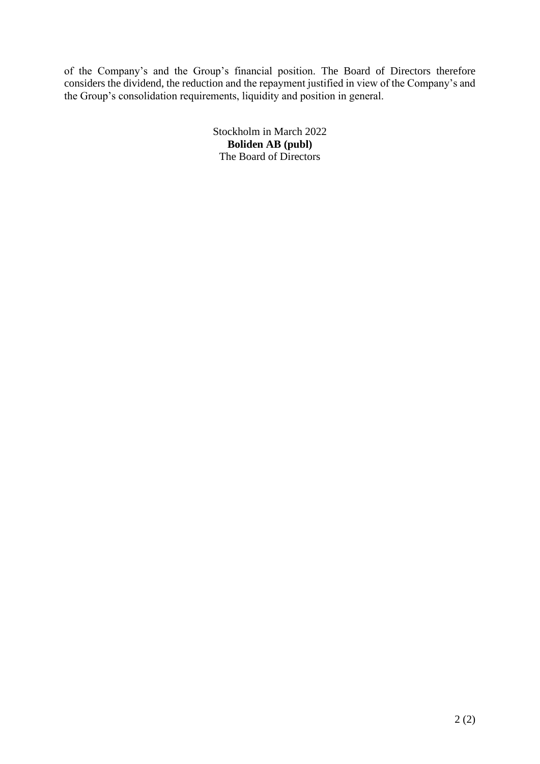of the Company's and the Group's financial position. The Board of Directors therefore considers the dividend, the reduction and the repayment justified in view of the Company's and the Group's consolidation requirements, liquidity and position in general.

Stockholm in March 2022
**Boliden AB (publ)**
The Board of Directors